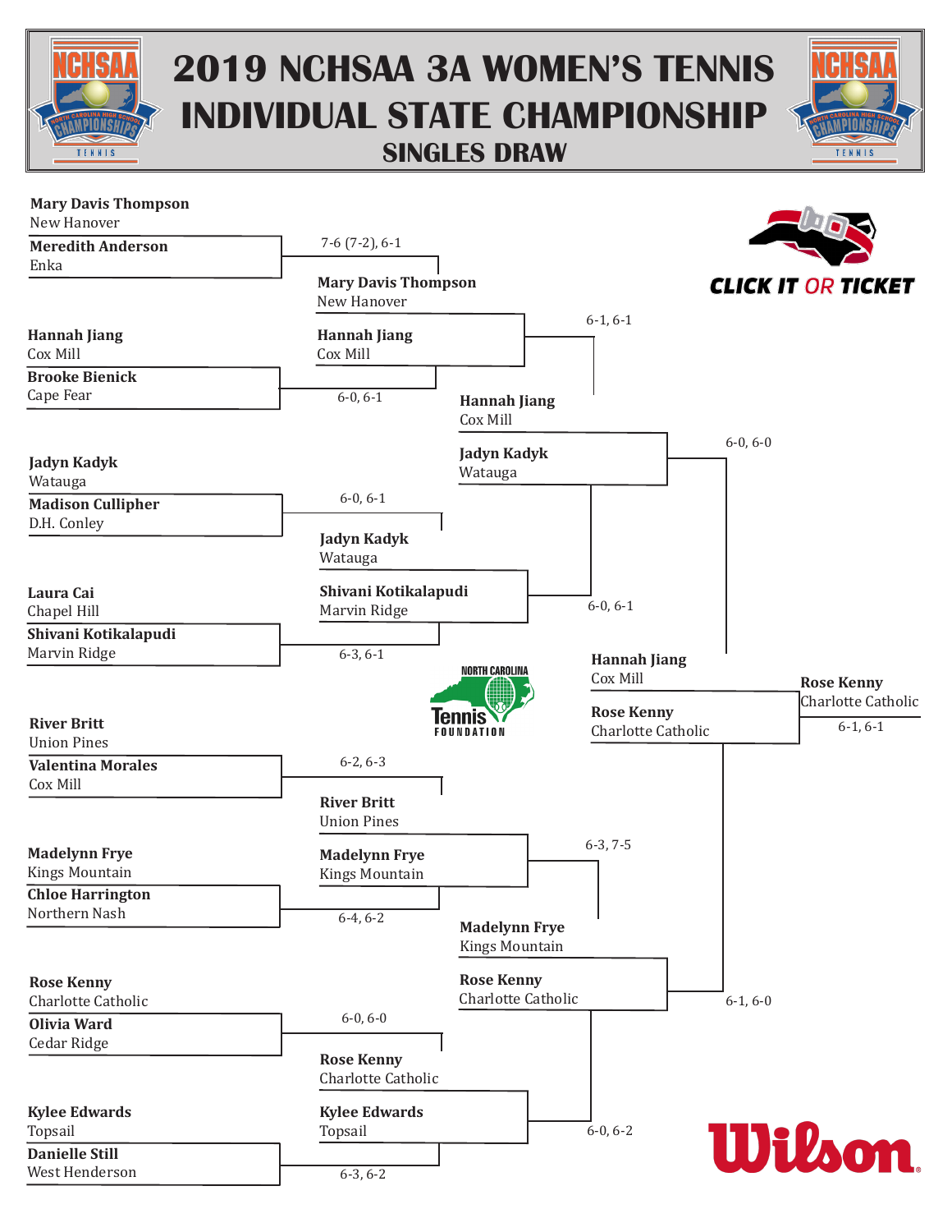# 2019 NCHSAA 3A WOMEN'S TENNIS INDIVIDUAL STATE CHAMPIONSHIP

## SINGLES DRAW

**Mary Davis Thompson**
New Hanover

**Meredith Anderson**
Enka

7-6 (7-2), 6-1

**Mary Davis Thompson**
New Hanover

**Hannah Jiang**
Cox Mill

**Brooke Bienick**
Cape Fear

**Hannah Jiang**
Cox Mill

6-0, 6-1

6-1, 6-1

**Hannah Jiang**
Cox Mill

**Jadyn Kadyk**
Watauga

**Madison Cullipher**
D.H. Conley

6-0, 6-1

**Jadyn Kadyk**
Watauga

**Laura Cai**
Chapel Hill

**Shivani Kotikalapudi**
Marvin Ridge

**Shivani Kotikalapudi**
Marvin Ridge

6-3, 6-1

**Jadyn Kadyk**
Watauga

6-0, 6-1

6-0, 6-0

**Hannah Jiang**
Cox Mill

**Rose Kenny**
Charlotte Catholic

**Rose Kenny**
Charlotte Catholic

6-1, 6-1

**River Britt**
Union Pines

**Valentina Morales**
Cox Mill

6-2, 6-3

**River Britt**
Union Pines

**Madelynn Frye**
Kings Mountain

**Chloe Harrington**
Northern Nash

**Madelynn Frye**
Kings Mountain

6-4, 6-2

6-3, 7-5

**Madelynn Frye**
Kings Mountain

**Rose Kenny**
Charlotte Catholic

6-1, 6-0

**Rose Kenny**
Charlotte Catholic

**Olivia Ward**
Cedar Ridge

6-0, 6-0

**Rose Kenny**
Charlotte Catholic

**Kylee Edwards**
Topsail

**Danielle Still**
West Henderson

**Kylee Edwards**
Topsail

6-3, 6-2

6-0, 6-2

CLICK IT OR TICKET

NORTH CAROLINA Tennis FOUNDATION

Wilson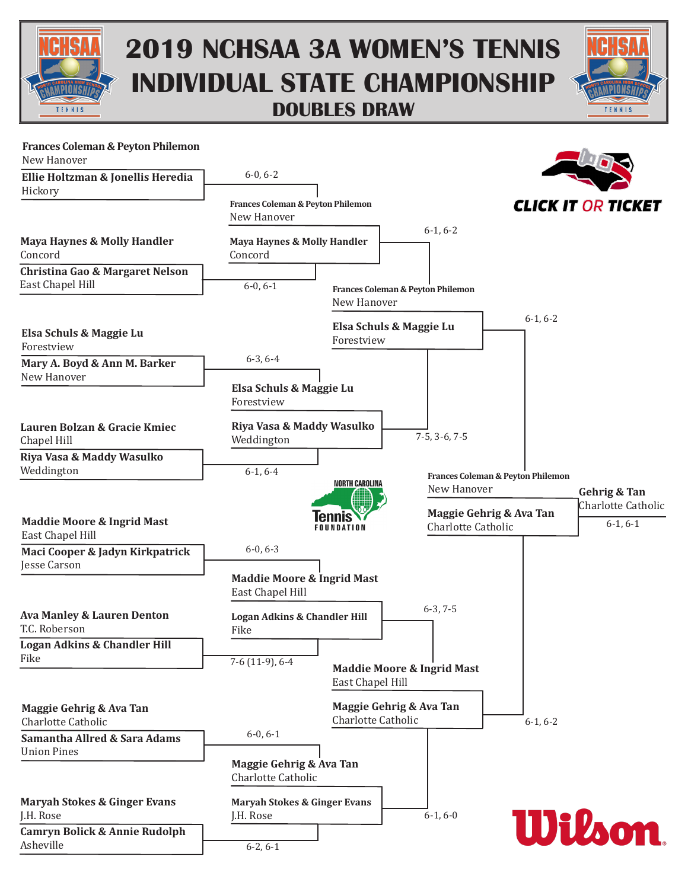# 2019 NCHSAA 3A WOMEN'S TENNIS INDIVIDUAL STATE CHAMPIONSHIP

## DOUBLES DRAW

**Frances Coleman & Peyton Philemon**
New Hanover

**Ellie Holtzman & Jonellis Heredia**
Hickory

6-0, 6-2

**Frances Coleman & Peyton Philemon**
New Hanover

**Maya Haynes & Molly Handler**
Concord

**Christina Gao & Margaret Nelson**
East Chapel Hill

6-0, 6-1

**Maya Haynes & Molly Handler**
Concord

6-1, 6-2

**Frances Coleman & Peyton Philemon**
New Hanover

**Elsa Schuls & Maggie Lu**
Forestview

**Mary A. Boyd & Ann M. Barker**
New Hanover

6-3, 6-4

**Elsa Schuls & Maggie Lu**
Forestview

**Lauren Bolzan & Gracie Kmiec**
Chapel Hill

**Riya Vasa & Maddy Wasulko**
Weddington

6-1, 6-4

**Riya Vasa & Maddy Wasulko**
Weddington

7-5, 3-6, 7-5

**Elsa Schuls & Maggie Lu**
Forestview

6-1, 6-2

**Frances Coleman & Peyton Philemon**
New Hanover

**Maddie Moore & Ingrid Mast**
East Chapel Hill

**Maci Cooper & Jadyn Kirkpatrick**
Jesse Carson

6-0, 6-3

**Maddie Moore & Ingrid Mast**
East Chapel Hill

**Ava Manley & Lauren Denton**
T.C. Roberson

**Logan Adkins & Chandler Hill**
Fike

7-6 (11-9), 6-4

**Logan Adkins & Chandler Hill**
Fike

6-3, 7-5

**Maddie Moore & Ingrid Mast**
East Chapel Hill

**Maggie Gehrig & Ava Tan**
Charlotte Catholic

**Samantha Allred & Sara Adams**
Union Pines

6-0, 6-1

**Maggie Gehrig & Ava Tan**
Charlotte Catholic

**Maryah Stokes & Ginger Evans**
J.H. Rose

**Camryn Bolick & Annie Rudolph**
Asheville

6-2, 6-1

**Maryah Stokes & Ginger Evans**
J.H. Rose

6-1, 6-0

**Maggie Gehrig & Ava Tan**
Charlotte Catholic

6-1, 6-2

**Maggie Gehrig & Ava Tan**
Charlotte Catholic

**Champion: Gehrig & Tan**
Charlotte Catholic

6-1, 6-1

CLICK IT OR TICKET

NORTH CAROLINA Tennis FOUNDATION

Wilson